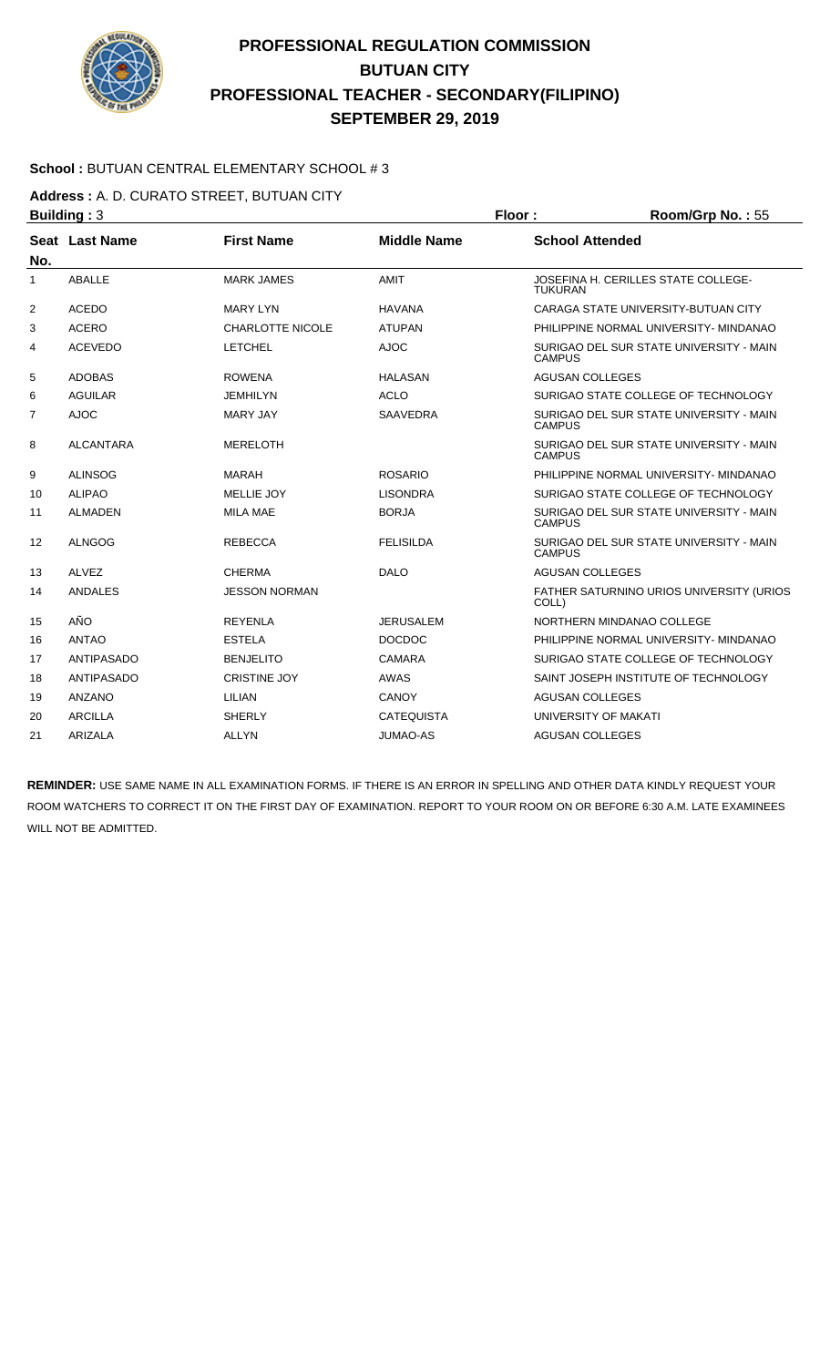# PROFESSIONAL REGULATION COMMISSION
# BUTUAN CITY
# PROFESSIONAL TEACHER - SECONDARY(FILIPINO)
# SEPTEMBER 29, 2019

**School :** BUTUAN CENTRAL ELEMENTARY SCHOOL # 3

**Address :** A. D. CURATO STREET, BUTUAN CITY

**Building :** 3 **Floor :** **Room/Grp No. :** 55

| Seat No. | Last Name | First Name | Middle Name | School Attended |
|---|---|---|---|---|
| 1 | ABALLE | MARK JAMES | AMIT | JOSEFINA H. CERILLES STATE COLLEGE-TUKURAN |
| 2 | ACEDO | MARY LYN | HAVANA | CARAGA STATE UNIVERSITY-BUTUAN CITY |
| 3 | ACERO | CHARLOTTE NICOLE | ATUPAN | PHILIPPINE NORMAL UNIVERSITY- MINDANAO |
| 4 | ACEVEDO | LETCHEL | AJOC | SURIGAO DEL SUR STATE UNIVERSITY - MAIN CAMPUS |
| 5 | ADOBAS | ROWENA | HALASAN | AGUSAN COLLEGES |
| 6 | AGUILAR | JEMHILYN | ACLO | SURIGAO STATE COLLEGE OF TECHNOLOGY |
| 7 | AJOC | MARY JAY | SAAVEDRA | SURIGAO DEL SUR STATE UNIVERSITY - MAIN CAMPUS |
| 8 | ALCANTARA | MERELOTH | | SURIGAO DEL SUR STATE UNIVERSITY - MAIN CAMPUS |
| 9 | ALINSOG | MARAH | ROSARIO | PHILIPPINE NORMAL UNIVERSITY- MINDANAO |
| 10 | ALIPAO | MELLIE JOY | LISONDRA | SURIGAO STATE COLLEGE OF TECHNOLOGY |
| 11 | ALMADEN | MILA MAE | BORJA | SURIGAO DEL SUR STATE UNIVERSITY - MAIN CAMPUS |
| 12 | ALNGOG | REBECCA | FELISILDA | SURIGAO DEL SUR STATE UNIVERSITY - MAIN CAMPUS |
| 13 | ALVEZ | CHERMA | DALO | AGUSAN COLLEGES |
| 14 | ANDALES | JESSON NORMAN | | FATHER SATURNINO URIOS UNIVERSITY (URIOS COLL) |
| 15 | AÑO | REYENLA | JERUSALEM | NORTHERN MINDANAO COLLEGE |
| 16 | ANTAO | ESTELA | DOCDOC | PHILIPPINE NORMAL UNIVERSITY- MINDANAO |
| 17 | ANTIPASADO | BENJELITO | CAMARA | SURIGAO STATE COLLEGE OF TECHNOLOGY |
| 18 | ANTIPASADO | CRISTINE JOY | AWAS | SAINT JOSEPH INSTITUTE OF TECHNOLOGY |
| 19 | ANZANO | LILIAN | CANOY | AGUSAN COLLEGES |
| 20 | ARCILLA | SHERLY | CATEQUISTA | UNIVERSITY OF MAKATI |
| 21 | ARIZALA | ALLYN | JUMAO-AS | AGUSAN COLLEGES |

**REMINDER:** USE SAME NAME IN ALL EXAMINATION FORMS. IF THERE IS AN ERROR IN SPELLING AND OTHER DATA KINDLY REQUEST YOUR ROOM WATCHERS TO CORRECT IT ON THE FIRST DAY OF EXAMINATION. REPORT TO YOUR ROOM ON OR BEFORE 6:30 A.M. LATE EXAMINEES WILL NOT BE ADMITTED.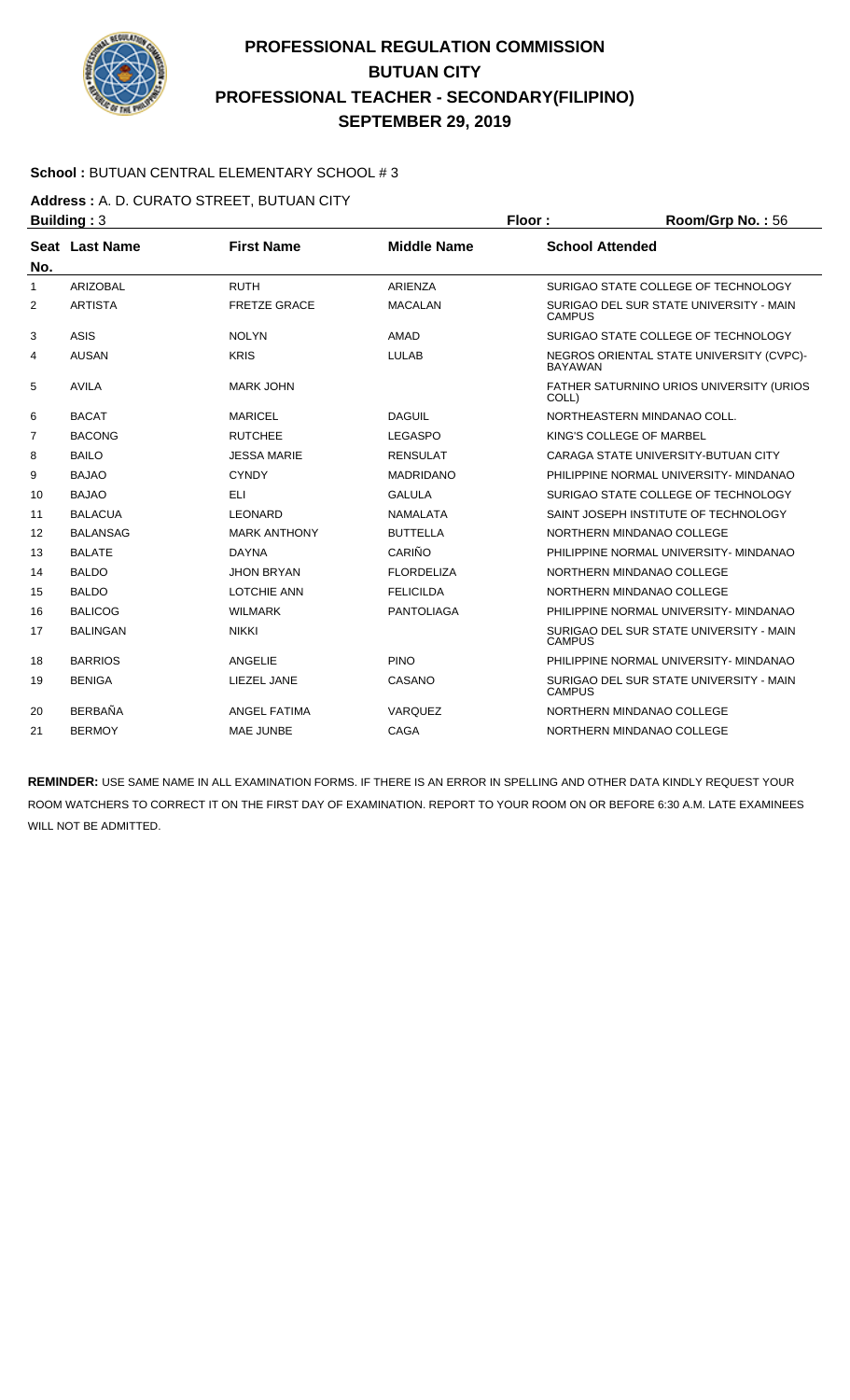# PROFESSIONAL REGULATION COMMISSION
## BUTUAN CITY
## PROFESSIONAL TEACHER - SECONDARY(FILIPINO)
## SEPTEMBER 29, 2019

**School :** BUTUAN CENTRAL ELEMENTARY SCHOOL # 3

**Address :** A. D. CURATO STREET, BUTUAN CITY

**Building :** 3 **Floor :** **Room/Grp No. :** 56

| Seat No. | Last Name | First Name | Middle Name | School Attended |
|---|---|---|---|---|
| 1 | ARIZOBAL | RUTH | ARIENZA | SURIGAO STATE COLLEGE OF TECHNOLOGY |
| 2 | ARTISTA | FRETZE GRACE | MACALAN | SURIGAO DEL SUR STATE UNIVERSITY - MAIN CAMPUS |
| 3 | ASIS | NOLYN | AMAD | SURIGAO STATE COLLEGE OF TECHNOLOGY |
| 4 | AUSAN | KRIS | LULAB | NEGROS ORIENTAL STATE UNIVERSITY (CVPC)-BAYAWAN |
| 5 | AVILA | MARK JOHN | | FATHER SATURNINO URIOS UNIVERSITY (URIOS COLL) |
| 6 | BACAT | MARICEL | DAGUIL | NORTHEASTERN MINDANAO COLL. |
| 7 | BACONG | RUTCHEE | LEGASPO | KING'S COLLEGE OF MARBEL |
| 8 | BAILO | JESSA MARIE | RENSULAT | CARAGA STATE UNIVERSITY-BUTUAN CITY |
| 9 | BAJAO | CYNDY | MADRIDANO | PHILIPPINE NORMAL UNIVERSITY- MINDANAO |
| 10 | BAJAO | ELI | GALULA | SURIGAO STATE COLLEGE OF TECHNOLOGY |
| 11 | BALACUA | LEONARD | NAMALATA | SAINT JOSEPH INSTITUTE OF TECHNOLOGY |
| 12 | BALANSAG | MARK ANTHONY | BUTTELLA | NORTHERN MINDANAO COLLEGE |
| 13 | BALATE | DAYNA | CARIÑO | PHILIPPINE NORMAL UNIVERSITY- MINDANAO |
| 14 | BALDO | JHON BRYAN | FLORDELIZA | NORTHERN MINDANAO COLLEGE |
| 15 | BALDO | LOTCHIE ANN | FELICILDA | NORTHERN MINDANAO COLLEGE |
| 16 | BALICOG | WILMARK | PANTOLIAGA | PHILIPPINE NORMAL UNIVERSITY- MINDANAO |
| 17 | BALINGAN | NIKKI | | SURIGAO DEL SUR STATE UNIVERSITY - MAIN CAMPUS |
| 18 | BARRIOS | ANGELIE | PINO | PHILIPPINE NORMAL UNIVERSITY- MINDANAO |
| 19 | BENIGA | LIEZEL JANE | CASANO | SURIGAO DEL SUR STATE UNIVERSITY - MAIN CAMPUS |
| 20 | BERBAÑA | ANGEL FATIMA | VARQUEZ | NORTHERN MINDANAO COLLEGE |
| 21 | BERMOY | MAE JUNBE | CAGA | NORTHERN MINDANAO COLLEGE |

**REMINDER:** USE SAME NAME IN ALL EXAMINATION FORMS. IF THERE IS AN ERROR IN SPELLING AND OTHER DATA KINDLY REQUEST YOUR ROOM WATCHERS TO CORRECT IT ON THE FIRST DAY OF EXAMINATION. REPORT TO YOUR ROOM ON OR BEFORE 6:30 A.M. LATE EXAMINEES WILL NOT BE ADMITTED.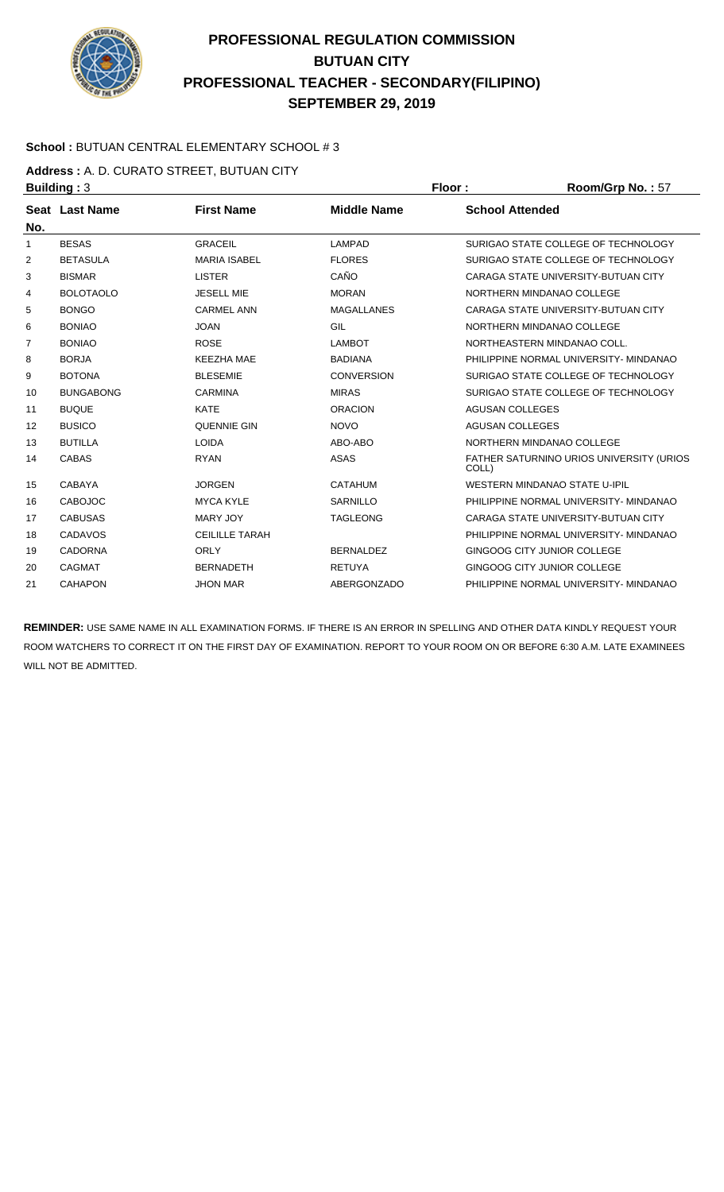# PROFESSIONAL REGULATION COMMISSION
# BUTUAN CITY
# PROFESSIONAL TEACHER - SECONDARY(FILIPINO)
# SEPTEMBER 29, 2019

**School :** BUTUAN CENTRAL ELEMENTARY SCHOOL # 3

**Address :** A. D. CURATO STREET, BUTUAN CITY

**Building :** 3 **Floor :** **Room/Grp No. :** 57

| Seat No. | Last Name | First Name | Middle Name | School Attended |
|---|---|---|---|---|
| 1 | BESAS | GRACEIL | LAMPAD | SURIGAO STATE COLLEGE OF TECHNOLOGY |
| 2 | BETASULA | MARIA ISABEL | FLORES | SURIGAO STATE COLLEGE OF TECHNOLOGY |
| 3 | BISMAR | LISTER | CAÑO | CARAGA STATE UNIVERSITY-BUTUAN CITY |
| 4 | BOLOTAOLO | JESELL MIE | MORAN | NORTHERN MINDANAO COLLEGE |
| 5 | BONGO | CARMEL ANN | MAGALLANES | CARAGA STATE UNIVERSITY-BUTUAN CITY |
| 6 | BONIAO | JOAN | GIL | NORTHERN MINDANAO COLLEGE |
| 7 | BONIAO | ROSE | LAMBOT | NORTHEASTERN MINDANAO COLL. |
| 8 | BORJA | KEEZHA MAE | BADIANA | PHILIPPINE NORMAL UNIVERSITY- MINDANAO |
| 9 | BOTONA | BLESEMIE | CONVERSION | SURIGAO STATE COLLEGE OF TECHNOLOGY |
| 10 | BUNGABONG | CARMINA | MIRAS | SURIGAO STATE COLLEGE OF TECHNOLOGY |
| 11 | BUQUE | KATE | ORACION | AGUSAN COLLEGES |
| 12 | BUSICO | QUENNIE GIN | NOVO | AGUSAN COLLEGES |
| 13 | BUTILLA | LOIDA | ABO-ABO | NORTHERN MINDANAO COLLEGE |
| 14 | CABAS | RYAN | ASAS | FATHER SATURNINO URIOS UNIVERSITY (URIOS COLL) |
| 15 | CABAYA | JORGEN | CATAHUM | WESTERN MINDANAO STATE U-IPIL |
| 16 | CABOJOC | MYCA KYLE | SARNILLO | PHILIPPINE NORMAL UNIVERSITY- MINDANAO |
| 17 | CABUSAS | MARY JOY | TAGLEONG | CARAGA STATE UNIVERSITY-BUTUAN CITY |
| 18 | CADAVOS | CEILILLE TARAH | | PHILIPPINE NORMAL UNIVERSITY- MINDANAO |
| 19 | CADORNA | ORLY | BERNALDEZ | GINGOOG CITY JUNIOR COLLEGE |
| 20 | CAGMAT | BERNADETH | RETUYA | GINGOOG CITY JUNIOR COLLEGE |
| 21 | CAHAPON | JHON MAR | ABERGONZADO | PHILIPPINE NORMAL UNIVERSITY- MINDANAO |

**REMINDER:** USE SAME NAME IN ALL EXAMINATION FORMS. IF THERE IS AN ERROR IN SPELLING AND OTHER DATA KINDLY REQUEST YOUR ROOM WATCHERS TO CORRECT IT ON THE FIRST DAY OF EXAMINATION. REPORT TO YOUR ROOM ON OR BEFORE 6:30 A.M. LATE EXAMINEES WILL NOT BE ADMITTED.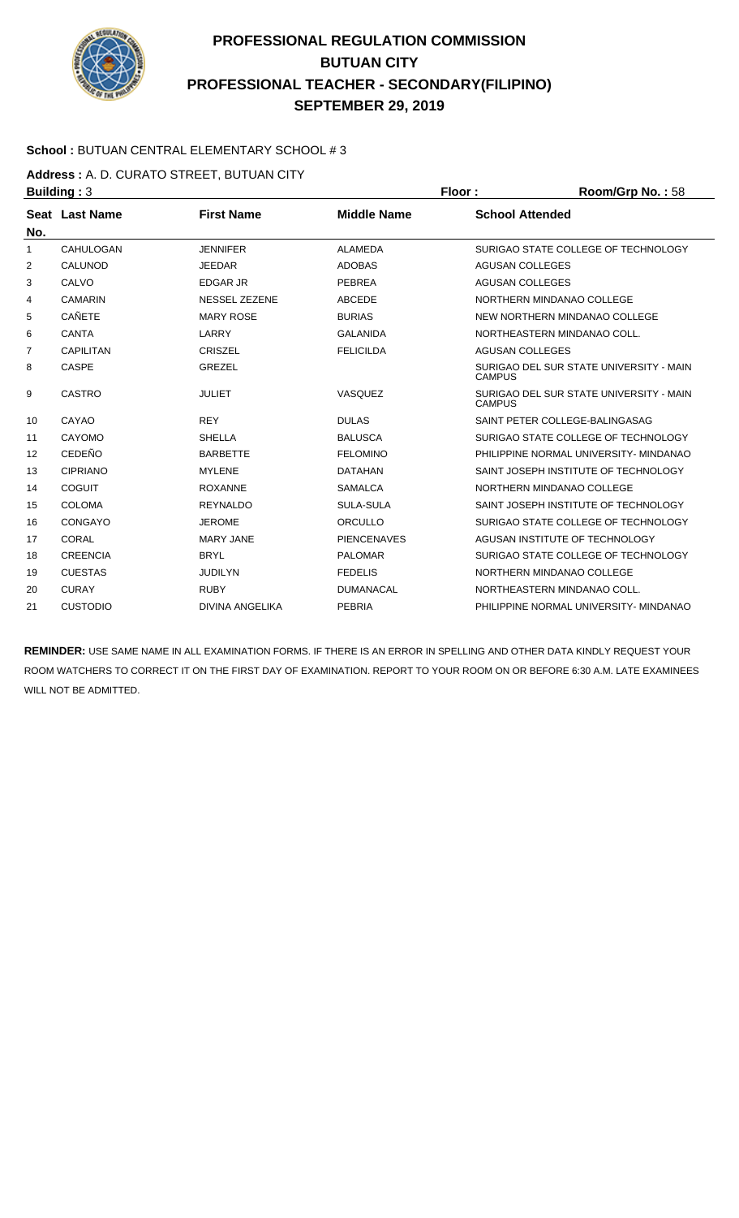# PROFESSIONAL REGULATION COMMISSION
# BUTUAN CITY
# PROFESSIONAL TEACHER - SECONDARY(FILIPINO)
# SEPTEMBER 29, 2019

**School :** BUTUAN CENTRAL ELEMENTARY SCHOOL # 3

**Address :** A. D. CURATO STREET, BUTUAN CITY

**Building :** 3 **Floor :** **Room/Grp No. :** 58

| Seat No. | Last Name | First Name | Middle Name | School Attended |
|---|---|---|---|---|
| 1 | CAHULOGAN | JENNIFER | ALAMEDA | SURIGAO STATE COLLEGE OF TECHNOLOGY |
| 2 | CALUNOD | JEEDAR | ADOBAS | AGUSAN COLLEGES |
| 3 | CALVO | EDGAR JR | PEBREA | AGUSAN COLLEGES |
| 4 | CAMARIN | NESSEL ZEZENE | ABCEDE | NORTHERN MINDANAO COLLEGE |
| 5 | CAÑETE | MARY ROSE | BURIAS | NEW NORTHERN MINDANAO COLLEGE |
| 6 | CANTA | LARRY | GALANIDA | NORTHEASTERN MINDANAO COLL. |
| 7 | CAPILITAN | CRISZEL | FELICILDA | AGUSAN COLLEGES |
| 8 | CASPE | GREZEL | | SURIGAO DEL SUR STATE UNIVERSITY - MAIN CAMPUS |
| 9 | CASTRO | JULIET | VASQUEZ | SURIGAO DEL SUR STATE UNIVERSITY - MAIN CAMPUS |
| 10 | CAYAO | REY | DULAS | SAINT PETER COLLEGE-BALINGASAG |
| 11 | CAYOMO | SHELLA | BALUSCA | SURIGAO STATE COLLEGE OF TECHNOLOGY |
| 12 | CEDEÑO | BARBETTE | FELOMINO | PHILIPPINE NORMAL UNIVERSITY- MINDANAO |
| 13 | CIPRIANO | MYLENE | DATAHAN | SAINT JOSEPH INSTITUTE OF TECHNOLOGY |
| 14 | COGUIT | ROXANNE | SAMALCA | NORTHERN MINDANAO COLLEGE |
| 15 | COLOMA | REYNALDO | SULA-SULA | SAINT JOSEPH INSTITUTE OF TECHNOLOGY |
| 16 | CONGAYO | JEROME | ORCULLO | SURIGAO STATE COLLEGE OF TECHNOLOGY |
| 17 | CORAL | MARY JANE | PIENCENAVES | AGUSAN INSTITUTE OF TECHNOLOGY |
| 18 | CREENCIA | BRYL | PALOMAR | SURIGAO STATE COLLEGE OF TECHNOLOGY |
| 19 | CUESTAS | JUDILYN | FEDELIS | NORTHERN MINDANAO COLLEGE |
| 20 | CURAY | RUBY | DUMANACAL | NORTHEASTERN MINDANAO COLL. |
| 21 | CUSTODIO | DIVINA ANGELIKA | PEBRIA | PHILIPPINE NORMAL UNIVERSITY- MINDANAO |

**REMINDER:** USE SAME NAME IN ALL EXAMINATION FORMS. IF THERE IS AN ERROR IN SPELLING AND OTHER DATA KINDLY REQUEST YOUR ROOM WATCHERS TO CORRECT IT ON THE FIRST DAY OF EXAMINATION. REPORT TO YOUR ROOM ON OR BEFORE 6:30 A.M. LATE EXAMINEES WILL NOT BE ADMITTED.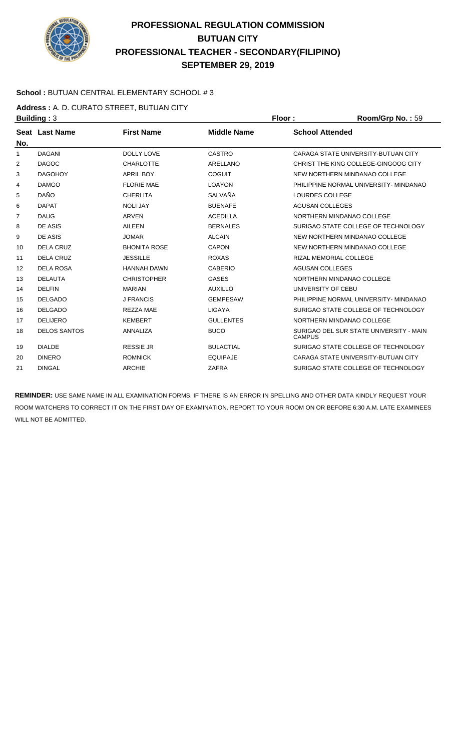# PROFESSIONAL REGULATION COMMISSION
## BUTUAN CITY
## PROFESSIONAL TEACHER - SECONDARY(FILIPINO)
## SEPTEMBER 29, 2019

**School :** BUTUAN CENTRAL ELEMENTARY SCHOOL # 3

**Address :** A. D. CURATO STREET, BUTUAN CITY

**Building :** 3 **Floor :** **Room/Grp No. :** 59

| Seat No. | Last Name | First Name | Middle Name | School Attended |
|---|---|---|---|---|
| 1 | DAGANI | DOLLY LOVE | CASTRO | CARAGA STATE UNIVERSITY-BUTUAN CITY |
| 2 | DAGOC | CHARLOTTE | ARELLANO | CHRIST THE KING COLLEGE-GINGOOG CITY |
| 3 | DAGOHOY | APRIL BOY | COGUIT | NEW NORTHERN MINDANAO COLLEGE |
| 4 | DAMGO | FLORIE MAE | LOAYON | PHILIPPINE NORMAL UNIVERSITY- MINDANAO |
| 5 | DAÑO | CHERLITA | SALVAÑA | LOURDES COLLEGE |
| 6 | DAPAT | NOLI JAY | BUENAFE | AGUSAN COLLEGES |
| 7 | DAUG | ARVEN | ACEDILLA | NORTHERN MINDANAO COLLEGE |
| 8 | DE ASIS | AILEEN | BERNALES | SURIGAO STATE COLLEGE OF TECHNOLOGY |
| 9 | DE ASIS | JOMAR | ALCAIN | NEW NORTHERN MINDANAO COLLEGE |
| 10 | DELA CRUZ | BHONITA ROSE | CAPON | NEW NORTHERN MINDANAO COLLEGE |
| 11 | DELA CRUZ | JESSILLE | ROXAS | RIZAL MEMORIAL COLLEGE |
| 12 | DELA ROSA | HANNAH DAWN | CABERIO | AGUSAN COLLEGES |
| 13 | DELAUTA | CHRISTOPHER | GASES | NORTHERN MINDANAO COLLEGE |
| 14 | DELFIN | MARIAN | AUXILLO | UNIVERSITY OF CEBU |
| 15 | DELGADO | J FRANCIS | GEMPESAW | PHILIPPINE NORMAL UNIVERSITY- MINDANAO |
| 16 | DELGADO | REZZA MAE | LIGAYA | SURIGAO STATE COLLEGE OF TECHNOLOGY |
| 17 | DELIJERO | KEMBERT | GULLENTES | NORTHERN MINDANAO COLLEGE |
| 18 | DELOS SANTOS | ANNALIZA | BUCO | SURIGAO DEL SUR STATE UNIVERSITY - MAIN CAMPUS |
| 19 | DIALDE | RESSIE JR | BULACTIAL | SURIGAO STATE COLLEGE OF TECHNOLOGY |
| 20 | DINERO | ROMNICK | EQUIPAJE | CARAGA STATE UNIVERSITY-BUTUAN CITY |
| 21 | DINGAL | ARCHIE | ZAFRA | SURIGAO STATE COLLEGE OF TECHNOLOGY |

**REMINDER:** USE SAME NAME IN ALL EXAMINATION FORMS. IF THERE IS AN ERROR IN SPELLING AND OTHER DATA KINDLY REQUEST YOUR ROOM WATCHERS TO CORRECT IT ON THE FIRST DAY OF EXAMINATION. REPORT TO YOUR ROOM ON OR BEFORE 6:30 A.M. LATE EXAMINEES WILL NOT BE ADMITTED.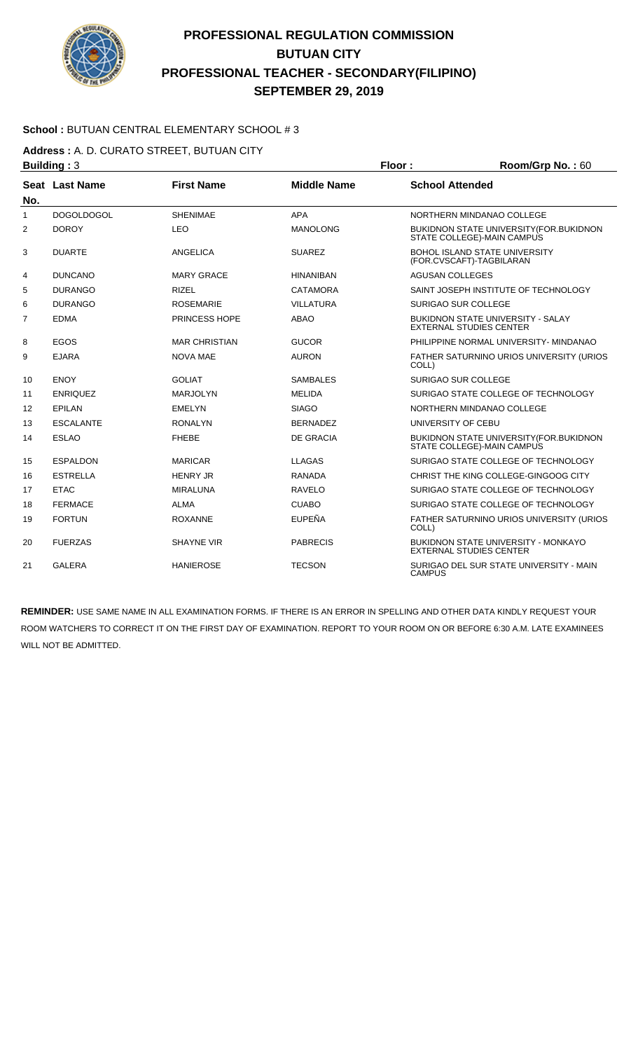# PROFESSIONAL REGULATION COMMISSION
# BUTUAN CITY
# PROFESSIONAL TEACHER - SECONDARY(FILIPINO)
# SEPTEMBER 29, 2019

**School :** BUTUAN CENTRAL ELEMENTARY SCHOOL # 3

**Address :** A. D. CURATO STREET, BUTUAN CITY

**Building :** 3 **Floor :** **Room/Grp No. :** 60

| Seat No. | Last Name | First Name | Middle Name | School Attended |
|---|---|---|---|---|
| 1 | DOGOLDOGOL | SHENIMAE | APA | NORTHERN MINDANAO COLLEGE |
| 2 | DOROY | LEO | MANOLONG | BUKIDNON STATE UNIVERSITY(FOR.BUKIDNON STATE COLLEGE)-MAIN CAMPUS |
| 3 | DUARTE | ANGELICA | SUAREZ | BOHOL ISLAND STATE UNIVERSITY (FOR.CVSCAFT)-TAGBILARAN |
| 4 | DUNCANO | MARY GRACE | HINANIBAN | AGUSAN COLLEGES |
| 5 | DURANGO | RIZEL | CATAMORA | SAINT JOSEPH INSTITUTE OF TECHNOLOGY |
| 6 | DURANGO | ROSEMARIE | VILLATURA | SURIGAO SUR COLLEGE |
| 7 | EDMA | PRINCESS HOPE | ABAO | BUKIDNON STATE UNIVERSITY - SALAY EXTERNAL STUDIES CENTER |
| 8 | EGOS | MAR CHRISTIAN | GUCOR | PHILIPPINE NORMAL UNIVERSITY- MINDANAO |
| 9 | EJARA | NOVA MAE | AURON | FATHER SATURNINO URIOS UNIVERSITY (URIOS COLL) |
| 10 | ENOY | GOLIAT | SAMBALES | SURIGAO SUR COLLEGE |
| 11 | ENRIQUEZ | MARJOLYN | MELIDA | SURIGAO STATE COLLEGE OF TECHNOLOGY |
| 12 | EPILAN | EMELYN | SIAGO | NORTHERN MINDANAO COLLEGE |
| 13 | ESCALANTE | RONALYN | BERNADEZ | UNIVERSITY OF CEBU |
| 14 | ESLAO | FHEBE | DE GRACIA | BUKIDNON STATE UNIVERSITY(FOR.BUKIDNON STATE COLLEGE)-MAIN CAMPUS |
| 15 | ESPALDON | MARICAR | LLAGAS | SURIGAO STATE COLLEGE OF TECHNOLOGY |
| 16 | ESTRELLA | HENRY JR | RANADA | CHRIST THE KING COLLEGE-GINGOOG CITY |
| 17 | ETAC | MIRALUNA | RAVELO | SURIGAO STATE COLLEGE OF TECHNOLOGY |
| 18 | FERMACE | ALMA | CUABO | SURIGAO STATE COLLEGE OF TECHNOLOGY |
| 19 | FORTUN | ROXANNE | EUPEÑA | FATHER SATURNINO URIOS UNIVERSITY (URIOS COLL) |
| 20 | FUERZAS | SHAYNE VIR | PABRECIS | BUKIDNON STATE UNIVERSITY - MONKAYO EXTERNAL STUDIES CENTER |
| 21 | GALERA | HANIEROSE | TECSON | SURIGAO DEL SUR STATE UNIVERSITY - MAIN CAMPUS |

**REMINDER:** USE SAME NAME IN ALL EXAMINATION FORMS. IF THERE IS AN ERROR IN SPELLING AND OTHER DATA KINDLY REQUEST YOUR ROOM WATCHERS TO CORRECT IT ON THE FIRST DAY OF EXAMINATION. REPORT TO YOUR ROOM ON OR BEFORE 6:30 A.M. LATE EXAMINEES WILL NOT BE ADMITTED.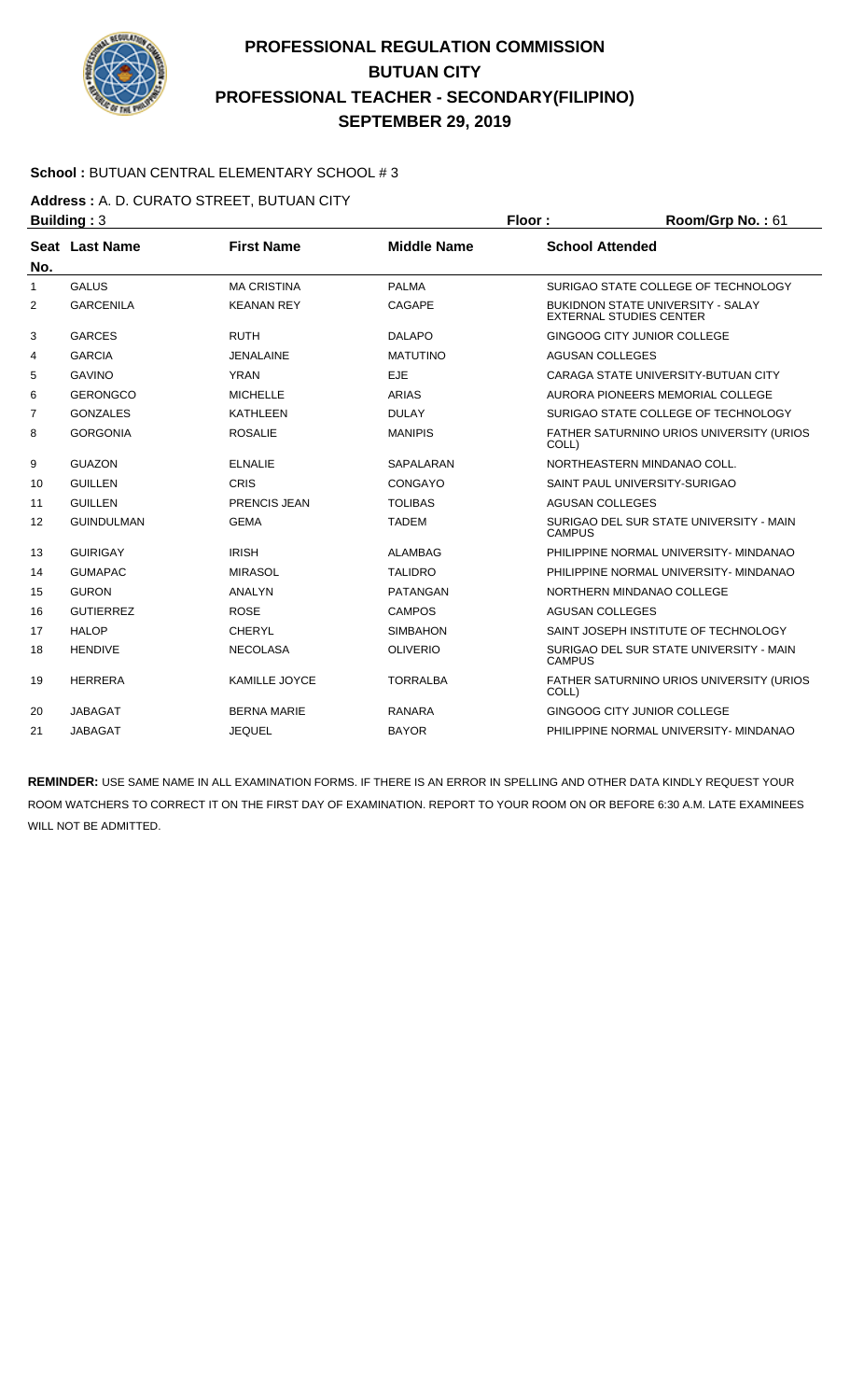# PROFESSIONAL REGULATION COMMISSION
## BUTUAN CITY
## PROFESSIONAL TEACHER - SECONDARY(FILIPINO)
## SEPTEMBER 29, 2019

**School :** BUTUAN CENTRAL ELEMENTARY SCHOOL # 3

**Address :** A. D. CURATO STREET, BUTUAN CITY

**Building :** 3 **Floor :** **Room/Grp No. :** 61

| Seat No. | Last Name | First Name | Middle Name | School Attended |
|---|---|---|---|---|
| 1 | GALUS | MA CRISTINA | PALMA | SURIGAO STATE COLLEGE OF TECHNOLOGY |
| 2 | GARCENILA | KEANAN REY | CAGAPE | BUKIDNON STATE UNIVERSITY - SALAY EXTERNAL STUDIES CENTER |
| 3 | GARCES | RUTH | DALAPO | GINGOOG CITY JUNIOR COLLEGE |
| 4 | GARCIA | JENALAINE | MATUTINO | AGUSAN COLLEGES |
| 5 | GAVINO | YRAN | EJE | CARAGA STATE UNIVERSITY-BUTUAN CITY |
| 6 | GERONGCO | MICHELLE | ARIAS | AURORA PIONEERS MEMORIAL COLLEGE |
| 7 | GONZALES | KATHLEEN | DULAY | SURIGAO STATE COLLEGE OF TECHNOLOGY |
| 8 | GORGONIA | ROSALIE | MANIPIS | FATHER SATURNINO URIOS UNIVERSITY (URIOS COLL) |
| 9 | GUAZON | ELNALIE | SAPALARAN | NORTHEASTERN MINDANAO COLL. |
| 10 | GUILLEN | CRIS | CONGAYO | SAINT PAUL UNIVERSITY-SURIGAO |
| 11 | GUILLEN | PRENCIS JEAN | TOLIBAS | AGUSAN COLLEGES |
| 12 | GUINDULMAN | GEMA | TADEM | SURIGAO DEL SUR STATE UNIVERSITY - MAIN CAMPUS |
| 13 | GUIRIGAY | IRISH | ALAMBAG | PHILIPPINE NORMAL UNIVERSITY- MINDANAO |
| 14 | GUMAPAC | MIRASOL | TALIDRO | PHILIPPINE NORMAL UNIVERSITY- MINDANAO |
| 15 | GURON | ANALYN | PATANGAN | NORTHERN MINDANAO COLLEGE |
| 16 | GUTIERREZ | ROSE | CAMPOS | AGUSAN COLLEGES |
| 17 | HALOP | CHERYL | SIMBAHON | SAINT JOSEPH INSTITUTE OF TECHNOLOGY |
| 18 | HENDIVE | NECOLASA | OLIVERIO | SURIGAO DEL SUR STATE UNIVERSITY - MAIN CAMPUS |
| 19 | HERRERA | KAMILLE JOYCE | TORRALBA | FATHER SATURNINO URIOS UNIVERSITY (URIOS COLL) |
| 20 | JABAGAT | BERNA MARIE | RANARA | GINGOOG CITY JUNIOR COLLEGE |
| 21 | JABAGAT | JEQUEL | BAYOR | PHILIPPINE NORMAL UNIVERSITY- MINDANAO |

**REMINDER:** USE SAME NAME IN ALL EXAMINATION FORMS. IF THERE IS AN ERROR IN SPELLING AND OTHER DATA KINDLY REQUEST YOUR ROOM WATCHERS TO CORRECT IT ON THE FIRST DAY OF EXAMINATION. REPORT TO YOUR ROOM ON OR BEFORE 6:30 A.M. LATE EXAMINEES WILL NOT BE ADMITTED.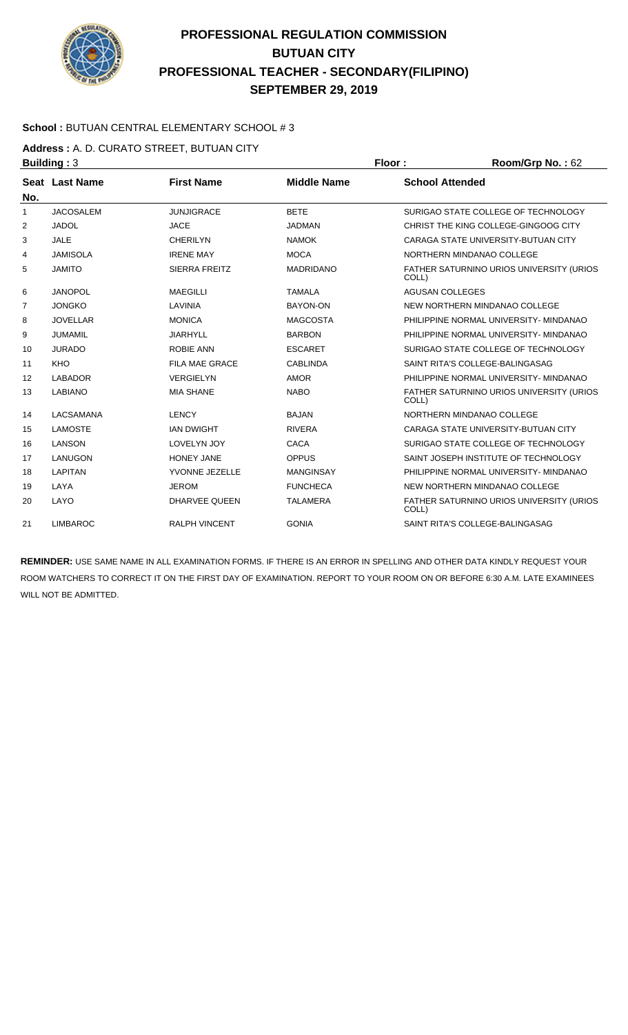# PROFESSIONAL REGULATION COMMISSION
## BUTUAN CITY
## PROFESSIONAL TEACHER - SECONDARY(FILIPINO)
## SEPTEMBER 29, 2019

**School :** BUTUAN CENTRAL ELEMENTARY SCHOOL # 3

**Address :** A. D. CURATO STREET, BUTUAN CITY

**Building :** 3 **Floor :** **Room/Grp No. :** 62

| Seat No. | Last Name | First Name | Middle Name | School Attended |
|---|---|---|---|---|
| 1 | JACOSALEM | JUNJIGRACE | BETE | SURIGAO STATE COLLEGE OF TECHNOLOGY |
| 2 | JADOL | JACE | JADMAN | CHRIST THE KING COLLEGE-GINGOOG CITY |
| 3 | JALE | CHERILYN | NAMOK | CARAGA STATE UNIVERSITY-BUTUAN CITY |
| 4 | JAMISOLA | IRENE MAY | MOCA | NORTHERN MINDANAO COLLEGE |
| 5 | JAMITO | SIERRA FREITZ | MADRIDANO | FATHER SATURNINO URIOS UNIVERSITY (URIOS COLL) |
| 6 | JANOPOL | MAEGILLI | TAMALA | AGUSAN COLLEGES |
| 7 | JONGKO | LAVINIA | BAYON-ON | NEW NORTHERN MINDANAO COLLEGE |
| 8 | JOVELLAR | MONICA | MAGCOSTA | PHILIPPINE NORMAL UNIVERSITY- MINDANAO |
| 9 | JUMAMIL | JIARHYLL | BARBON | PHILIPPINE NORMAL UNIVERSITY- MINDANAO |
| 10 | JURADO | ROBIE ANN | ESCARET | SURIGAO STATE COLLEGE OF TECHNOLOGY |
| 11 | KHO | FILA MAE GRACE | CABLINDA | SAINT RITA'S COLLEGE-BALINGASAG |
| 12 | LABADOR | VERGIELYN | AMOR | PHILIPPINE NORMAL UNIVERSITY- MINDANAO |
| 13 | LABIANO | MIA SHANE | NABO | FATHER SATURNINO URIOS UNIVERSITY (URIOS COLL) |
| 14 | LACSAMANA | LENCY | BAJAN | NORTHERN MINDANAO COLLEGE |
| 15 | LAMOSTE | IAN DWIGHT | RIVERA | CARAGA STATE UNIVERSITY-BUTUAN CITY |
| 16 | LANSON | LOVELYN JOY | CACA | SURIGAO STATE COLLEGE OF TECHNOLOGY |
| 17 | LANUGON | HONEY JANE | OPPUS | SAINT JOSEPH INSTITUTE OF TECHNOLOGY |
| 18 | LAPITAN | YVONNE JEZELLE | MANGINSAY | PHILIPPINE NORMAL UNIVERSITY- MINDANAO |
| 19 | LAYA | JEROM | FUNCHECA | NEW NORTHERN MINDANAO COLLEGE |
| 20 | LAYO | DHARVEE QUEEN | TALAMERA | FATHER SATURNINO URIOS UNIVERSITY (URIOS COLL) |
| 21 | LIMBAROC | RALPH VINCENT | GONIA | SAINT RITA'S COLLEGE-BALINGASAG |

**REMINDER:** USE SAME NAME IN ALL EXAMINATION FORMS. IF THERE IS AN ERROR IN SPELLING AND OTHER DATA KINDLY REQUEST YOUR ROOM WATCHERS TO CORRECT IT ON THE FIRST DAY OF EXAMINATION. REPORT TO YOUR ROOM ON OR BEFORE 6:30 A.M. LATE EXAMINEES WILL NOT BE ADMITTED.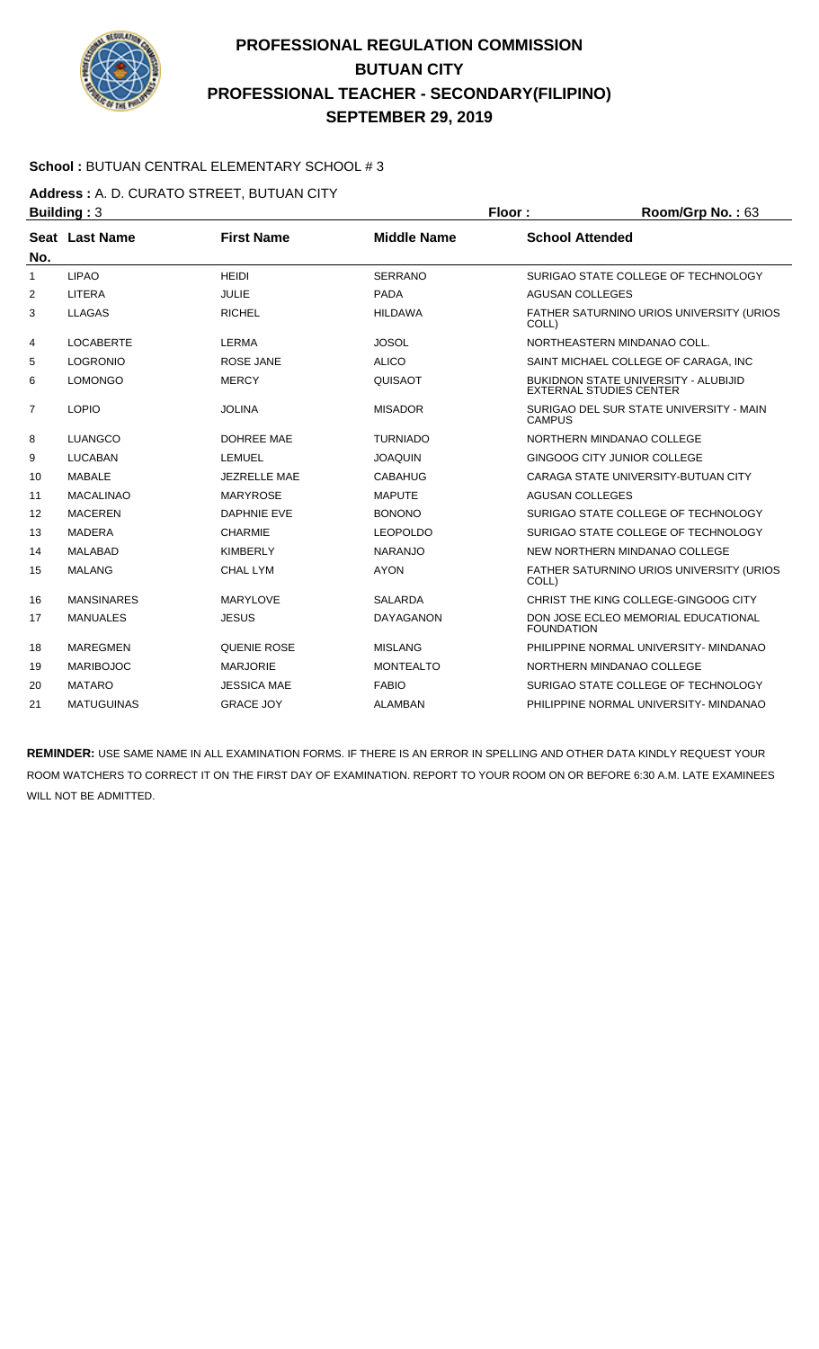# PROFESSIONAL REGULATION COMMISSION
# BUTUAN CITY
# PROFESSIONAL TEACHER - SECONDARY(FILIPINO)
# SEPTEMBER 29, 2019

**School :** BUTUAN CENTRAL ELEMENTARY SCHOOL # 3

**Address :** A. D. CURATO STREET, BUTUAN CITY

**Building :** 3 **Floor :** **Room/Grp No. :** 63

| Seat No. | Last Name | First Name | Middle Name | School Attended |
|---|---|---|---|---|
| 1 | LIPAO | HEIDI | SERRANO | SURIGAO STATE COLLEGE OF TECHNOLOGY |
| 2 | LITERA | JULIE | PADA | AGUSAN COLLEGES |
| 3 | LLAGAS | RICHEL | HILDAWA | FATHER SATURNINO URIOS UNIVERSITY (URIOS COLL) |
| 4 | LOCABERTE | LERMA | JOSOL | NORTHEASTERN MINDANAO COLL. |
| 5 | LOGRONIO | ROSE JANE | ALICO | SAINT MICHAEL COLLEGE OF CARAGA, INC |
| 6 | LOMONGO | MERCY | QUISAOT | BUKIDNON STATE UNIVERSITY - ALUBIJID EXTERNAL STUDIES CENTER |
| 7 | LOPIO | JOLINA | MISADOR | SURIGAO DEL SUR STATE UNIVERSITY - MAIN CAMPUS |
| 8 | LUANGCO | DOHREE MAE | TURNIADO | NORTHERN MINDANAO COLLEGE |
| 9 | LUCABAN | LEMUEL | JOAQUIN | GINGOOG CITY JUNIOR COLLEGE |
| 10 | MABALE | JEZRELLE MAE | CABAHUG | CARAGA STATE UNIVERSITY-BUTUAN CITY |
| 11 | MACALINAO | MARYROSE | MAPUTE | AGUSAN COLLEGES |
| 12 | MACEREN | DAPHNIE EVE | BONONO | SURIGAO STATE COLLEGE OF TECHNOLOGY |
| 13 | MADERA | CHARMIE | LEOPOLDO | SURIGAO STATE COLLEGE OF TECHNOLOGY |
| 14 | MALABAD | KIMBERLY | NARANJO | NEW NORTHERN MINDANAO COLLEGE |
| 15 | MALANG | CHAL LYM | AYON | FATHER SATURNINO URIOS UNIVERSITY (URIOS COLL) |
| 16 | MANSINARES | MARYLOVE | SALARDA | CHRIST THE KING COLLEGE-GINGOOG CITY |
| 17 | MANUALES | JESUS | DAYAGANON | DON JOSE ECLEO MEMORIAL EDUCATIONAL FOUNDATION |
| 18 | MAREGMEN | QUENIE ROSE | MISLANG | PHILIPPINE NORMAL UNIVERSITY- MINDANAO |
| 19 | MARIBOJOC | MARJORIE | MONTEALTO | NORTHERN MINDANAO COLLEGE |
| 20 | MATARO | JESSICA MAE | FABIO | SURIGAO STATE COLLEGE OF TECHNOLOGY |
| 21 | MATUGUINAS | GRACE JOY | ALAMBAN | PHILIPPINE NORMAL UNIVERSITY- MINDANAO |

**REMINDER:** USE SAME NAME IN ALL EXAMINATION FORMS. IF THERE IS AN ERROR IN SPELLING AND OTHER DATA KINDLY REQUEST YOUR ROOM WATCHERS TO CORRECT IT ON THE FIRST DAY OF EXAMINATION. REPORT TO YOUR ROOM ON OR BEFORE 6:30 A.M. LATE EXAMINEES WILL NOT BE ADMITTED.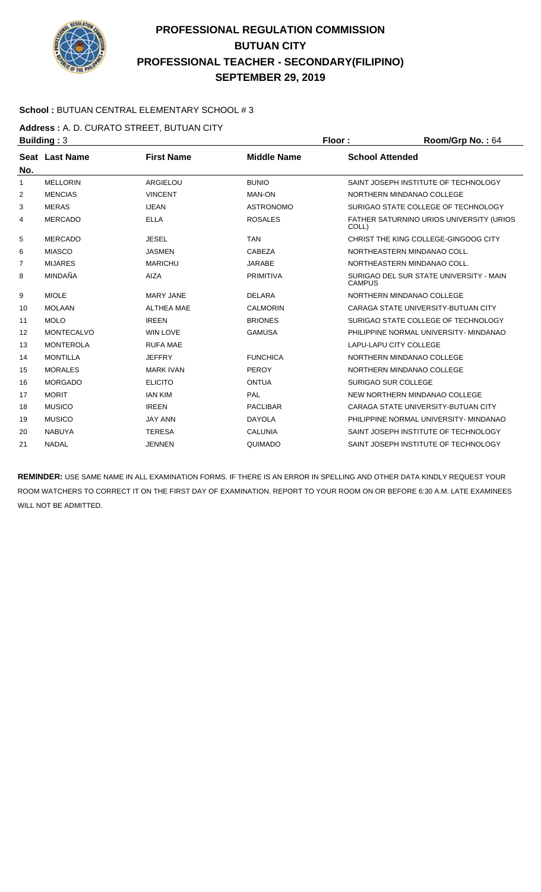# PROFESSIONAL REGULATION COMMISSION
# BUTUAN CITY
# PROFESSIONAL TEACHER - SECONDARY(FILIPINO)
# SEPTEMBER 29, 2019

**School :** BUTUAN CENTRAL ELEMENTARY SCHOOL # 3

**Address :** A. D. CURATO STREET, BUTUAN CITY

**Building :** 3 **Floor :** **Room/Grp No. :** 64

| Seat No. | Last Name | First Name | Middle Name | School Attended |
|---|---|---|---|---|
| 1 | MELLORIN | ARGIELOU | BUNIO | SAINT JOSEPH INSTITUTE OF TECHNOLOGY |
| 2 | MENCIAS | VINCENT | MAN-ON | NORTHERN MINDANAO COLLEGE |
| 3 | MERAS | IJEAN | ASTRONOMO | SURIGAO STATE COLLEGE OF TECHNOLOGY |
| 4 | MERCADO | ELLA | ROSALES | FATHER SATURNINO URIOS UNIVERSITY (URIOS COLL) |
| 5 | MERCADO | JESEL | TAN | CHRIST THE KING COLLEGE-GINGOOG CITY |
| 6 | MIASCO | JASMEN | CABEZA | NORTHEASTERN MINDANAO COLL. |
| 7 | MIJARES | MARICHU | JARABE | NORTHEASTERN MINDANAO COLL. |
| 8 | MINDAÑA | AIZA | PRIMITIVA | SURIGAO DEL SUR STATE UNIVERSITY - MAIN CAMPUS |
| 9 | MIOLE | MARY JANE | DELARA | NORTHERN MINDANAO COLLEGE |
| 10 | MOLAAN | ALTHEA MAE | CALMORIN | CARAGA STATE UNIVERSITY-BUTUAN CITY |
| 11 | MOLO | IREEN | BRIONES | SURIGAO STATE COLLEGE OF TECHNOLOGY |
| 12 | MONTECALVO | WIN LOVE | GAMUSA | PHILIPPINE NORMAL UNIVERSITY- MINDANAO |
| 13 | MONTEROLA | RUFA MAE | | LAPU-LAPU CITY COLLEGE |
| 14 | MONTILLA | JEFFRY | FUNCHICA | NORTHERN MINDANAO COLLEGE |
| 15 | MORALES | MARK IVAN | PEROY | NORTHERN MINDANAO COLLEGE |
| 16 | MORGADO | ELICITO | ONTUA | SURIGAO SUR COLLEGE |
| 17 | MORIT | IAN KIM | PAL | NEW NORTHERN MINDANAO COLLEGE |
| 18 | MUSICO | IREEN | PACLIBAR | CARAGA STATE UNIVERSITY-BUTUAN CITY |
| 19 | MUSICO | JAY ANN | DAYOLA | PHILIPPINE NORMAL UNIVERSITY- MINDANAO |
| 20 | NABUYA | TERESA | CALUNIA | SAINT JOSEPH INSTITUTE OF TECHNOLOGY |
| 21 | NADAL | JENNEN | QUIMADO | SAINT JOSEPH INSTITUTE OF TECHNOLOGY |

**REMINDER:** USE SAME NAME IN ALL EXAMINATION FORMS. IF THERE IS AN ERROR IN SPELLING AND OTHER DATA KINDLY REQUEST YOUR ROOM WATCHERS TO CORRECT IT ON THE FIRST DAY OF EXAMINATION. REPORT TO YOUR ROOM ON OR BEFORE 6:30 A.M. LATE EXAMINEES WILL NOT BE ADMITTED.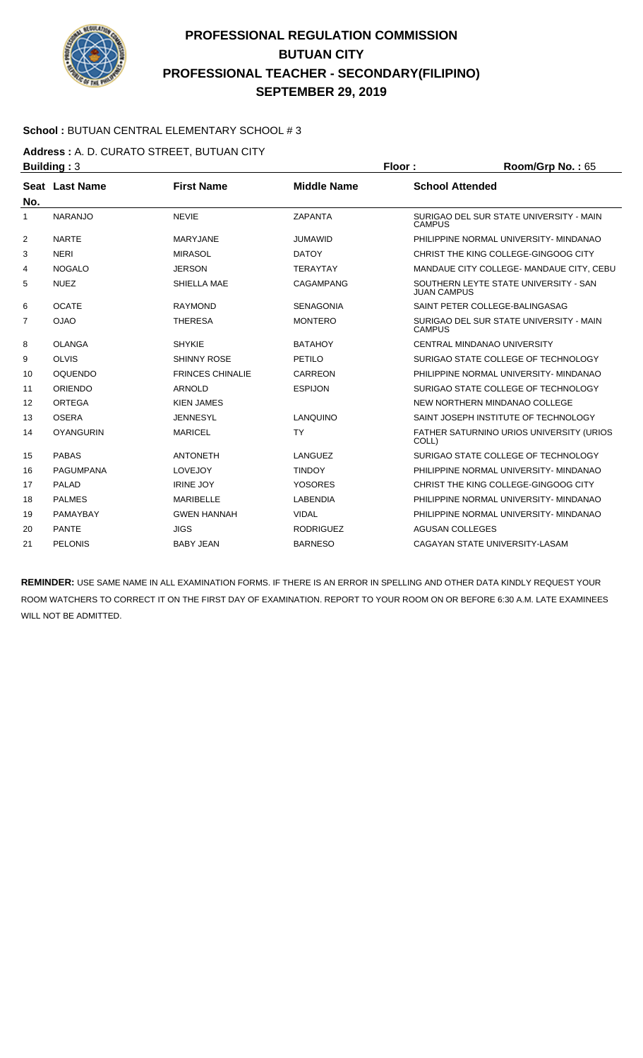# PROFESSIONAL REGULATION COMMISSION
## BUTUAN CITY
## PROFESSIONAL TEACHER - SECONDARY(FILIPINO)
## SEPTEMBER 29, 2019

**School :** BUTUAN CENTRAL ELEMENTARY SCHOOL # 3

**Address :** A. D. CURATO STREET, BUTUAN CITY

**Building :** 3 **Floor :** **Room/Grp No. :** 65

| Seat No. | Last Name | First Name | Middle Name | School Attended |
|---|---|---|---|---|
| 1 | NARANJO | NEVIE | ZAPANTA | SURIGAO DEL SUR STATE UNIVERSITY - MAIN CAMPUS |
| 2 | NARTE | MARYJANE | JUMAWID | PHILIPPINE NORMAL UNIVERSITY- MINDANAO |
| 3 | NERI | MIRASOL | DATOY | CHRIST THE KING COLLEGE-GINGOOG CITY |
| 4 | NOGALO | JERSON | TERAYTAY | MANDAUE CITY COLLEGE- MANDAUE CITY, CEBU |
| 5 | NUEZ | SHIELLA MAE | CAGAMPANG | SOUTHERN LEYTE STATE UNIVERSITY - SAN JUAN CAMPUS |
| 6 | OCATE | RAYMOND | SENAGONIA | SAINT PETER COLLEGE-BALINGASAG |
| 7 | OJAO | THERESA | MONTERO | SURIGAO DEL SUR STATE UNIVERSITY - MAIN CAMPUS |
| 8 | OLANGA | SHYKIE | BATAHOY | CENTRAL MINDANAO UNIVERSITY |
| 9 | OLVIS | SHINNY ROSE | PETILO | SURIGAO STATE COLLEGE OF TECHNOLOGY |
| 10 | OQUENDO | FRINCES CHINALIE | CARREON | PHILIPPINE NORMAL UNIVERSITY- MINDANAO |
| 11 | ORIENDO | ARNOLD | ESPIJON | SURIGAO STATE COLLEGE OF TECHNOLOGY |
| 12 | ORTEGA | KIEN JAMES | | NEW NORTHERN MINDANAO COLLEGE |
| 13 | OSERA | JENNESYL | LANQUINO | SAINT JOSEPH INSTITUTE OF TECHNOLOGY |
| 14 | OYANGURIN | MARICEL | TY | FATHER SATURNINO URIOS UNIVERSITY (URIOS COLL) |
| 15 | PABAS | ANTONETH | LANGUEZ | SURIGAO STATE COLLEGE OF TECHNOLOGY |
| 16 | PAGUMPANA | LOVEJOY | TINDOY | PHILIPPINE NORMAL UNIVERSITY- MINDANAO |
| 17 | PALAD | IRINE JOY | YOSORES | CHRIST THE KING COLLEGE-GINGOOG CITY |
| 18 | PALMES | MARIBELLE | LABENDIA | PHILIPPINE NORMAL UNIVERSITY- MINDANAO |
| 19 | PAMAYBAY | GWEN HANNAH | VIDAL | PHILIPPINE NORMAL UNIVERSITY- MINDANAO |
| 20 | PANTE | JIGS | RODRIGUEZ | AGUSAN COLLEGES |
| 21 | PELONIS | BABY JEAN | BARNESO | CAGAYAN STATE UNIVERSITY-LASAM |

**REMINDER:** USE SAME NAME IN ALL EXAMINATION FORMS. IF THERE IS AN ERROR IN SPELLING AND OTHER DATA KINDLY REQUEST YOUR ROOM WATCHERS TO CORRECT IT ON THE FIRST DAY OF EXAMINATION. REPORT TO YOUR ROOM ON OR BEFORE 6:30 A.M. LATE EXAMINEES WILL NOT BE ADMITTED.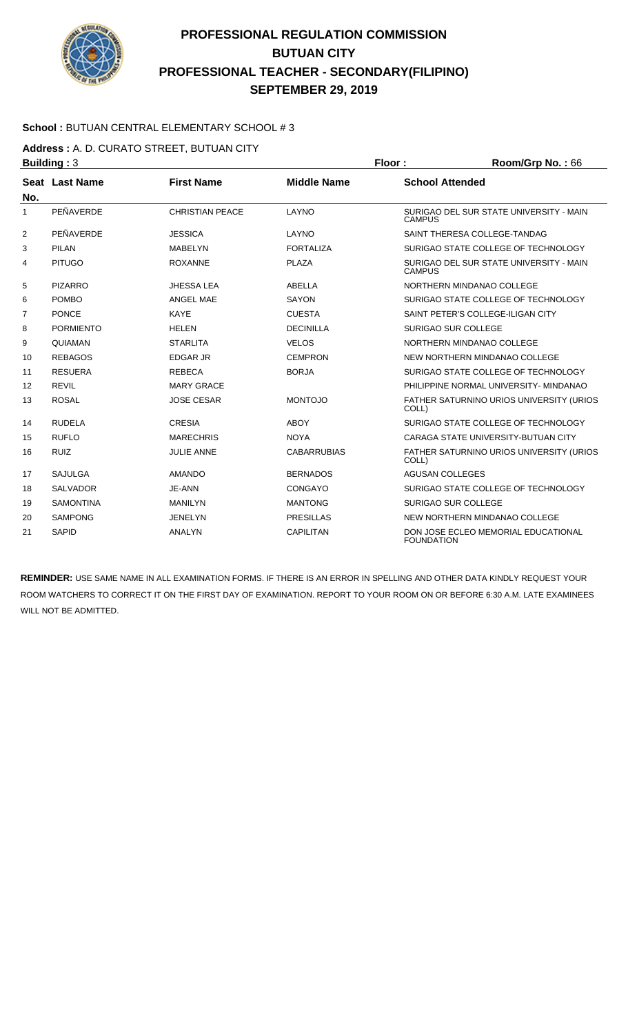# PROFESSIONAL REGULATION COMMISSION
## BUTUAN CITY
## PROFESSIONAL TEACHER - SECONDARY(FILIPINO)
## SEPTEMBER 29, 2019

**School :** BUTUAN CENTRAL ELEMENTARY SCHOOL # 3

**Address :** A. D. CURATO STREET, BUTUAN CITY

**Building :** 3 **Floor :** **Room/Grp No. :** 66

| Seat No. | Last Name | First Name | Middle Name | School Attended |
|---|---|---|---|---|
| 1 | PEÑAVERDE | CHRISTIAN PEACE | LAYNO | SURIGAO DEL SUR STATE UNIVERSITY - MAIN CAMPUS |
| 2 | PEÑAVERDE | JESSICA | LAYNO | SAINT THERESA COLLEGE-TANDAG |
| 3 | PILAN | MABELYN | FORTALIZA | SURIGAO STATE COLLEGE OF TECHNOLOGY |
| 4 | PITUGO | ROXANNE | PLAZA | SURIGAO DEL SUR STATE UNIVERSITY - MAIN CAMPUS |
| 5 | PIZARRO | JHESSA LEA | ABELLA | NORTHERN MINDANAO COLLEGE |
| 6 | POMBO | ANGEL MAE | SAYON | SURIGAO STATE COLLEGE OF TECHNOLOGY |
| 7 | PONCE | KAYE | CUESTA | SAINT PETER'S COLLEGE-ILIGAN CITY |
| 8 | PORMIENTO | HELEN | DECINILLA | SURIGAO SUR COLLEGE |
| 9 | QUIAMAN | STARLITA | VELOS | NORTHERN MINDANAO COLLEGE |
| 10 | REBAGOS | EDGAR JR | CEMPRON | NEW NORTHERN MINDANAO COLLEGE |
| 11 | RESUERA | REBECA | BORJA | SURIGAO STATE COLLEGE OF TECHNOLOGY |
| 12 | REVIL | MARY GRACE | | PHILIPPINE NORMAL UNIVERSITY- MINDANAO |
| 13 | ROSAL | JOSE CESAR | MONTOJO | FATHER SATURNINO URIOS UNIVERSITY (URIOS COLL) |
| 14 | RUDELA | CRESIA | ABOY | SURIGAO STATE COLLEGE OF TECHNOLOGY |
| 15 | RUFLO | MARECHRIS | NOYA | CARAGA STATE UNIVERSITY-BUTUAN CITY |
| 16 | RUIZ | JULIE ANNE | CABARRUBIAS | FATHER SATURNINO URIOS UNIVERSITY (URIOS COLL) |
| 17 | SAJULGA | AMANDO | BERNADOS | AGUSAN COLLEGES |
| 18 | SALVADOR | JE-ANN | CONGAYO | SURIGAO STATE COLLEGE OF TECHNOLOGY |
| 19 | SAMONTINA | MANILYN | MANTONG | SURIGAO SUR COLLEGE |
| 20 | SAMPONG | JENELYN | PRESILLAS | NEW NORTHERN MINDANAO COLLEGE |
| 21 | SAPID | ANALYN | CAPILITAN | DON JOSE ECLEO MEMORIAL EDUCATIONAL FOUNDATION |

**REMINDER:** USE SAME NAME IN ALL EXAMINATION FORMS. IF THERE IS AN ERROR IN SPELLING AND OTHER DATA KINDLY REQUEST YOUR ROOM WATCHERS TO CORRECT IT ON THE FIRST DAY OF EXAMINATION. REPORT TO YOUR ROOM ON OR BEFORE 6:30 A.M. LATE EXAMINEES WILL NOT BE ADMITTED.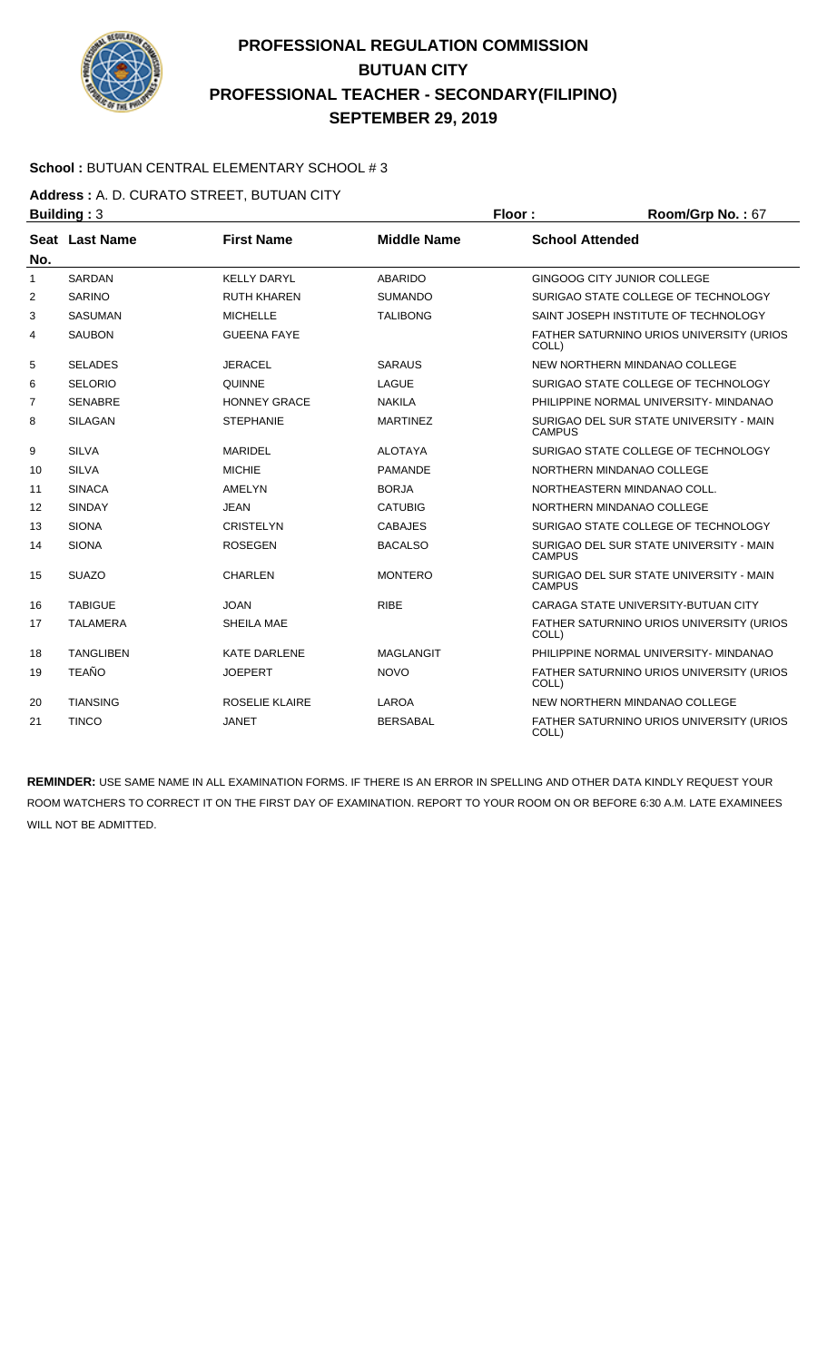# PROFESSIONAL REGULATION COMMISSION
# BUTUAN CITY
# PROFESSIONAL TEACHER - SECONDARY(FILIPINO)
# SEPTEMBER 29, 2019

**School :** BUTUAN CENTRAL ELEMENTARY SCHOOL # 3

**Address :** A. D. CURATO STREET, BUTUAN CITY

**Building :** 3 **Floor :** **Room/Grp No. :** 67

| Seat No. | Last Name | First Name | Middle Name | School Attended |
|---|---|---|---|---|
| 1 | SARDAN | KELLY DARYL | ABARIDO | GINGOOG CITY JUNIOR COLLEGE |
| 2 | SARINO | RUTH KHAREN | SUMANDO | SURIGAO STATE COLLEGE OF TECHNOLOGY |
| 3 | SASUMAN | MICHELLE | TALIBONG | SAINT JOSEPH INSTITUTE OF TECHNOLOGY |
| 4 | SAUBON | GUEENA FAYE | | FATHER SATURNINO URIOS UNIVERSITY (URIOS COLL) |
| 5 | SELADES | JERACEL | SARAUS | NEW NORTHERN MINDANAO COLLEGE |
| 6 | SELORIO | QUINNE | LAGUE | SURIGAO STATE COLLEGE OF TECHNOLOGY |
| 7 | SENABRE | HONNEY GRACE | NAKILA | PHILIPPINE NORMAL UNIVERSITY- MINDANAO |
| 8 | SILAGAN | STEPHANIE | MARTINEZ | SURIGAO DEL SUR STATE UNIVERSITY - MAIN CAMPUS |
| 9 | SILVA | MARIDEL | ALOTAYA | SURIGAO STATE COLLEGE OF TECHNOLOGY |
| 10 | SILVA | MICHIE | PAMANDE | NORTHERN MINDANAO COLLEGE |
| 11 | SINACA | AMELYN | BORJA | NORTHEASTERN MINDANAO COLL. |
| 12 | SINDAY | JEAN | CATUBIG | NORTHERN MINDANAO COLLEGE |
| 13 | SIONA | CRISTELYN | CABAJES | SURIGAO STATE COLLEGE OF TECHNOLOGY |
| 14 | SIONA | ROSEGEN | BACALSO | SURIGAO DEL SUR STATE UNIVERSITY - MAIN CAMPUS |
| 15 | SUAZO | CHARLEN | MONTERO | SURIGAO DEL SUR STATE UNIVERSITY - MAIN CAMPUS |
| 16 | TABIGUE | JOAN | RIBE | CARAGA STATE UNIVERSITY-BUTUAN CITY |
| 17 | TALAMERA | SHEILA MAE | | FATHER SATURNINO URIOS UNIVERSITY (URIOS COLL) |
| 18 | TANGLIBEN | KATE DARLENE | MAGLANGIT | PHILIPPINE NORMAL UNIVERSITY- MINDANAO |
| 19 | TEAÑO | JOEPERT | NOVO | FATHER SATURNINO URIOS UNIVERSITY (URIOS COLL) |
| 20 | TIANSING | ROSELIE KLAIRE | LAROA | NEW NORTHERN MINDANAO COLLEGE |
| 21 | TINCO | JANET | BERSABAL | FATHER SATURNINO URIOS UNIVERSITY (URIOS COLL) |

**REMINDER:** USE SAME NAME IN ALL EXAMINATION FORMS. IF THERE IS AN ERROR IN SPELLING AND OTHER DATA KINDLY REQUEST YOUR ROOM WATCHERS TO CORRECT IT ON THE FIRST DAY OF EXAMINATION. REPORT TO YOUR ROOM ON OR BEFORE 6:30 A.M. LATE EXAMINEES WILL NOT BE ADMITTED.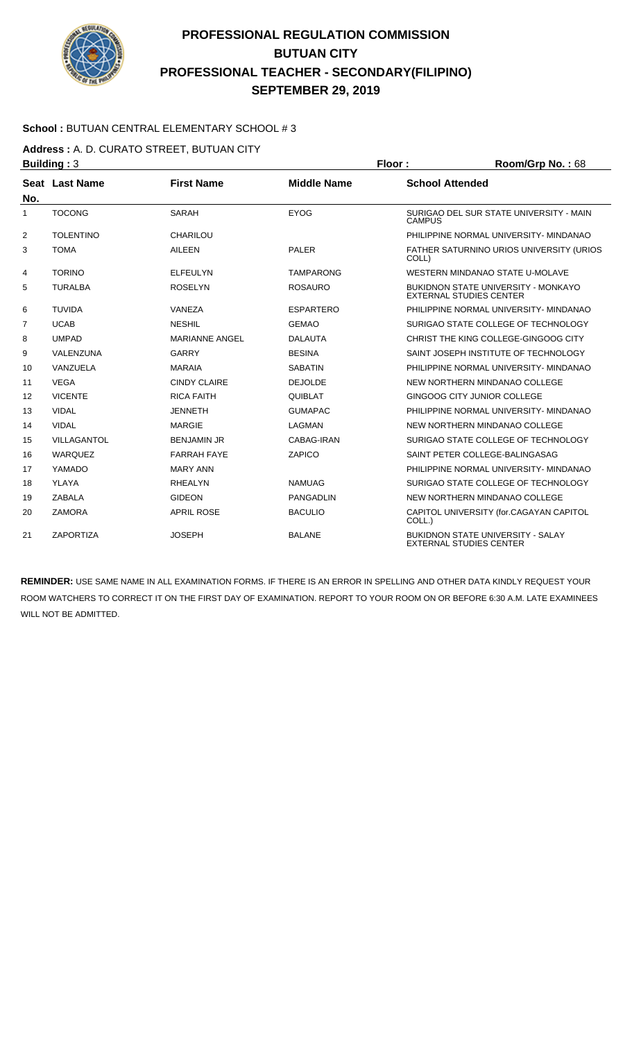# PROFESSIONAL REGULATION COMMISSION
# BUTUAN CITY
# PROFESSIONAL TEACHER - SECONDARY(FILIPINO)
# SEPTEMBER 29, 2019

**School :** BUTUAN CENTRAL ELEMENTARY SCHOOL # 3

**Address :** A. D. CURATO STREET, BUTUAN CITY

**Building :** 3 **Floor :** **Room/Grp No. :** 68

| Seat No. | Last Name | First Name | Middle Name | School Attended |
|---|---|---|---|---|
| 1 | TOCONG | SARAH | EYOG | SURIGAO DEL SUR STATE UNIVERSITY - MAIN CAMPUS |
| 2 | TOLENTINO | CHARILOU | | PHILIPPINE NORMAL UNIVERSITY- MINDANAO |
| 3 | TOMA | AILEEN | PALER | FATHER SATURNINO URIOS UNIVERSITY (URIOS COLL) |
| 4 | TORINO | ELFEULYN | TAMPARONG | WESTERN MINDANAO STATE U-MOLAVE |
| 5 | TURALBA | ROSELYN | ROSAURO | BUKIDNON STATE UNIVERSITY - MONKAYO EXTERNAL STUDIES CENTER |
| 6 | TUVIDA | VANEZA | ESPARTERO | PHILIPPINE NORMAL UNIVERSITY- MINDANAO |
| 7 | UCAB | NESHIL | GEMAO | SURIGAO STATE COLLEGE OF TECHNOLOGY |
| 8 | UMPAD | MARIANNE ANGEL | DALAUTA | CHRIST THE KING COLLEGE-GINGOOG CITY |
| 9 | VALENZUNA | GARRY | BESINA | SAINT JOSEPH INSTITUTE OF TECHNOLOGY |
| 10 | VANZUELA | MARAIA | SABATIN | PHILIPPINE NORMAL UNIVERSITY- MINDANAO |
| 11 | VEGA | CINDY CLAIRE | DEJOLDE | NEW NORTHERN MINDANAO COLLEGE |
| 12 | VICENTE | RICA FAITH | QUIBLAT | GINGOOG CITY JUNIOR COLLEGE |
| 13 | VIDAL | JENNETH | GUMAPAC | PHILIPPINE NORMAL UNIVERSITY- MINDANAO |
| 14 | VIDAL | MARGIE | LAGMAN | NEW NORTHERN MINDANAO COLLEGE |
| 15 | VILLAGANTOL | BENJAMIN JR | CABAG-IRAN | SURIGAO STATE COLLEGE OF TECHNOLOGY |
| 16 | WARQUEZ | FARRAH FAYE | ZAPICO | SAINT PETER COLLEGE-BALINGASAG |
| 17 | YAMADO | MARY ANN | | PHILIPPINE NORMAL UNIVERSITY- MINDANAO |
| 18 | YLAYA | RHEALYN | NAMUAG | SURIGAO STATE COLLEGE OF TECHNOLOGY |
| 19 | ZABALA | GIDEON | PANGADLIN | NEW NORTHERN MINDANAO COLLEGE |
| 20 | ZAMORA | APRIL ROSE | BACULIO | CAPITOL UNIVERSITY (for.CAGAYAN CAPITOL COLL.) |
| 21 | ZAPORTIZA | JOSEPH | BALANE | BUKIDNON STATE UNIVERSITY - SALAY EXTERNAL STUDIES CENTER |

**REMINDER:** USE SAME NAME IN ALL EXAMINATION FORMS. IF THERE IS AN ERROR IN SPELLING AND OTHER DATA KINDLY REQUEST YOUR ROOM WATCHERS TO CORRECT IT ON THE FIRST DAY OF EXAMINATION. REPORT TO YOUR ROOM ON OR BEFORE 6:30 A.M. LATE EXAMINEES WILL NOT BE ADMITTED.